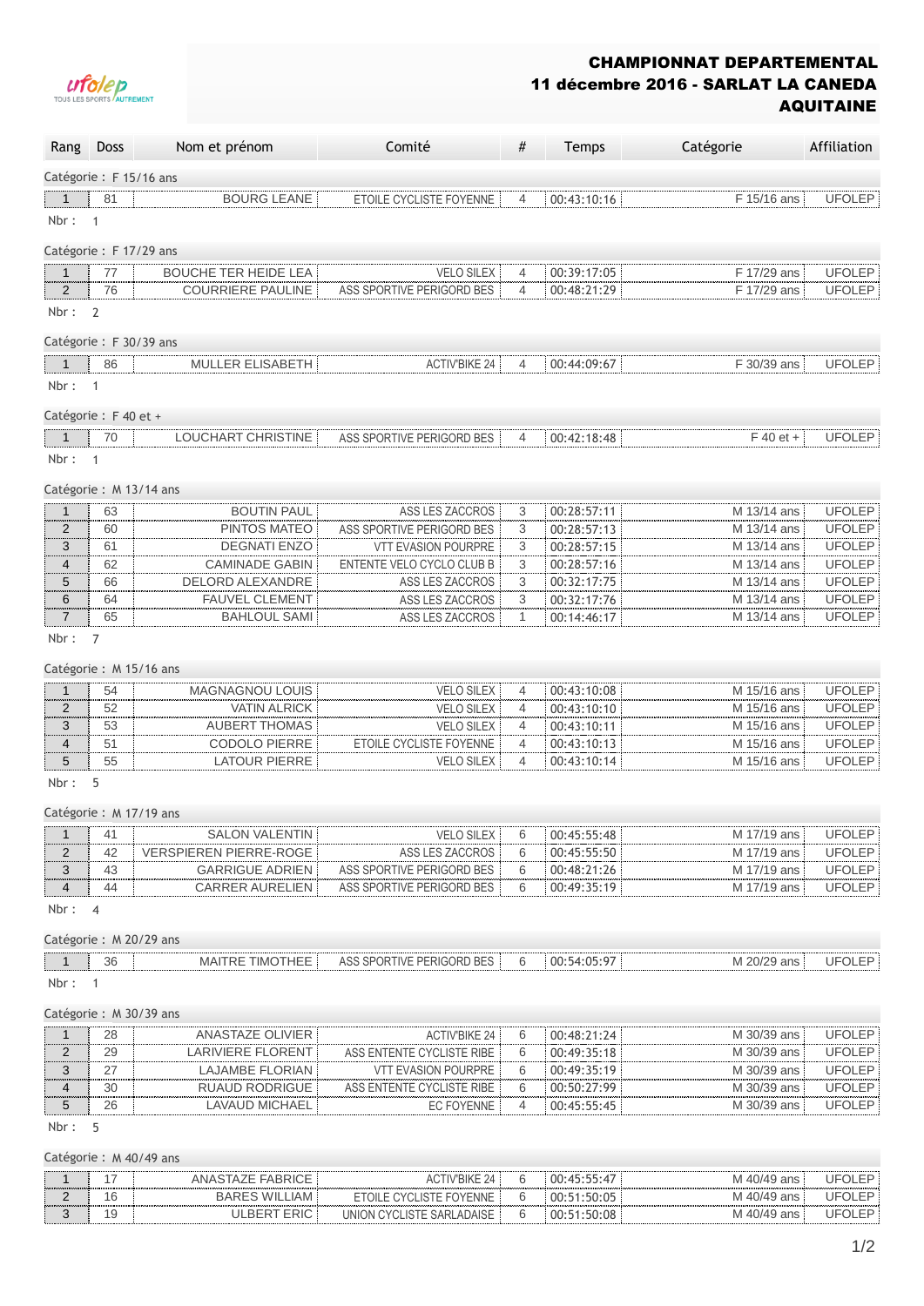# CHAMPIONNAT DEPARTEMENTAL

## 11 décembre 2016 - SARLAT LA CANEDA

## AQUITAINE

| Rang | Doss | Nom et prénom | Comité | # | Temps | Catégorie | Affiliation |
|---|---|---|---|---|---|---|---|
| **Catégorie : F 15/16 ans** | | | | | | | |
| 1 | 81 | BOURG LEANE | ETOILE CYCLISTE FOYENNE | 4 | 00:43:10:16 | F 15/16 ans | UFOLEP |
| Nbr : 1 | | | | | | | |
| **Catégorie : F 17/29 ans** | | | | | | | |
| 1 | 77 | BOUCHE TER HEIDE LEA | VELO SILEX | 4 | 00:39:17:05 | F 17/29 ans | UFOLEP |
| 2 | 76 | COURRIERE PAULINE | ASS SPORTIVE PERIGORD BES | 4 | 00:48:21:29 | F 17/29 ans | UFOLEP |
| Nbr : 2 | | | | | | | |
| **Catégorie : F 30/39 ans** | | | | | | | |
| 1 | 86 | MULLER ELISABETH | ACTIV'BIKE 24 | 4 | 00:44:09:67 | F 30/39 ans | UFOLEP |
| Nbr : 1 | | | | | | | |
| **Catégorie : F 40 et +** | | | | | | | |
| 1 | 70 | LOUCHART CHRISTINE | ASS SPORTIVE PERIGORD BES | 4 | 00:42:18:48 | F 40 et + | UFOLEP |
| Nbr : 1 | | | | | | | |
| **Catégorie : M 13/14 ans** | | | | | | | |
| 1 | 63 | BOUTIN PAUL | ASS LES ZACCROS | 3 | 00:28:57:11 | M 13/14 ans | UFOLEP |
| 2 | 60 | PINTOS MATEO | ASS SPORTIVE PERIGORD BES | 3 | 00:28:57:13 | M 13/14 ans | UFOLEP |
| 3 | 61 | DEGNATI ENZO | VTT EVASION POURPRE | 3 | 00:28:57:15 | M 13/14 ans | UFOLEP |
| 4 | 62 | CAMINADE GABIN | ENTENTE VELO CYCLO CLUB B | 3 | 00:28:57:16 | M 13/14 ans | UFOLEP |
| 5 | 66 | DELORD ALEXANDRE | ASS LES ZACCROS | 3 | 00:32:17:75 | M 13/14 ans | UFOLEP |
| 6 | 64 | FAUVEL CLEMENT | ASS LES ZACCROS | 3 | 00:32:17:76 | M 13/14 ans | UFOLEP |
| 7 | 65 | BAHLOUL SAMI | ASS LES ZACCROS | 1 | 00:14:46:17 | M 13/14 ans | UFOLEP |
| Nbr : 7 | | | | | | | |
| **Catégorie : M 15/16 ans** | | | | | | | |
| 1 | 54 | MAGNAGNOU LOUIS | VELO SILEX | 4 | 00:43:10:08 | M 15/16 ans | UFOLEP |
| 2 | 52 | VATIN ALRICK | VELO SILEX | 4 | 00:43:10:10 | M 15/16 ans | UFOLEP |
| 3 | 53 | AUBERT THOMAS | VELO SILEX | 4 | 00:43:10:11 | M 15/16 ans | UFOLEP |
| 4 | 51 | CODOLO PIERRE | ETOILE CYCLISTE FOYENNE | 4 | 00:43:10:13 | M 15/16 ans | UFOLEP |
| 5 | 55 | LATOUR PIERRE | VELO SILEX | 4 | 00:43:10:14 | M 15/16 ans | UFOLEP |
| Nbr : 5 | | | | | | | |
| **Catégorie : M 17/19 ans** | | | | | | | |
| 1 | 41 | SALON VALENTIN | VELO SILEX | 6 | 00:45:55:48 | M 17/19 ans | UFOLEP |
| 2 | 42 | VERSPIEREN PIERRE-ROGE | ASS LES ZACCROS | 6 | 00:45:55:50 | M 17/19 ans | UFOLEP |
| 3 | 43 | GARRIGUE ADRIEN | ASS SPORTIVE PERIGORD BES | 6 | 00:48:21:26 | M 17/19 ans | UFOLEP |
| 4 | 44 | CARRER AURELIEN | ASS SPORTIVE PERIGORD BES | 6 | 00:49:35:19 | M 17/19 ans | UFOLEP |
| Nbr : 4 | | | | | | | |
| **Catégorie : M 20/29 ans** | | | | | | | |
| 1 | 36 | MAITRE TIMOTHEE | ASS SPORTIVE PERIGORD BES | 6 | 00:54:05:97 | M 20/29 ans | UFOLEP |
| Nbr : 1 | | | | | | | |
| **Catégorie : M 30/39 ans** | | | | | | | |
| 1 | 28 | ANASTAZE OLIVIER | ACTIV'BIKE 24 | 6 | 00:48:21:24 | M 30/39 ans | UFOLEP |
| 2 | 29 | LARIVIERE FLORENT | ASS ENTENTE CYCLISTE RIBE | 6 | 00:49:35:18 | M 30/39 ans | UFOLEP |
| 3 | 27 | LAJAMBE FLORIAN | VTT EVASION POURPRE | 6 | 00:49:35:19 | M 30/39 ans | UFOLEP |
| 4 | 30 | RUAUD RODRIGUE | ASS ENTENTE CYCLISTE RIBE | 6 | 00:50:27:99 | M 30/39 ans | UFOLEP |
| 5 | 26 | LAVAUD MICHAEL | EC FOYENNE | 4 | 00:45:55:45 | M 30/39 ans | UFOLEP |
| Nbr : 5 | | | | | | | |
| **Catégorie : M 40/49 ans** | | | | | | | |
| 1 | 17 | ANASTAZE FABRICE | ACTIV'BIKE 24 | 6 | 00:45:55:47 | M 40/49 ans | UFOLEP |
| 2 | 16 | BARES WILLIAM | ETOILE CYCLISTE FOYENNE | 6 | 00:51:50:05 | M 40/49 ans | UFOLEP |
| 3 | 19 | ULBERT ERIC | UNION CYCLISTE SARLADAISE | 6 | 00:51:50:08 | M 40/49 ans | UFOLEP |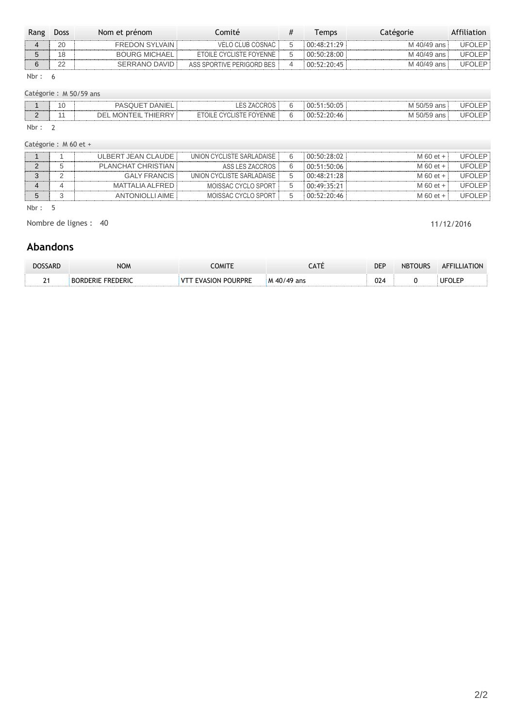| Rang | Doss | Nom et prénom | Comité | # | Temps | Catégorie | Affiliation |
|---|---|---|---|---|---|---|---|
| 4 | 20 | FREDON SYLVAIN | VELO CLUB COSNAC | 5 | 00:48:21:29 | M 40/49 ans | UFOLEP |
| 5 | 18 | BOURG MICHAEL | ETOILE CYCLISTE FOYENNE | 5 | 00:50:28:00 | M 40/49 ans | UFOLEP |
| 6 | 22 | SERRANO DAVID | ASS SPORTIVE PERIGORD BES | 4 | 00:52:20:45 | M 40/49 ans | UFOLEP |

Nbr : 6

Catégorie : M 50/59 ans

| | | | | | | | |
|---|---|---|---|---|---|---|---|
| 1 | 10 | PASQUET DANIEL | LES ZACCROS | 6 | 00:51:50:05 | M 50/59 ans | UFOLEP |
| 2 | 11 | DEL MONTEIL THIERRY | ETOILE CYCLISTE FOYENNE | 6 | 00:52:20:46 | M 50/59 ans | UFOLEP |

Nbr : 2

Catégorie : M 60 et +

| | | | | | | | |
|---|---|---|---|---|---|---|---|
| 1 | 1 | ULBERT JEAN CLAUDE | UNION CYCLISTE SARLADAISE | 6 | 00:50:28:02 | M 60 et + | UFOLEP |
| 2 | 5 | PLANCHAT CHRISTIAN | ASS LES ZACCROS | 6 | 00:51:50:06 | M 60 et + | UFOLEP |
| 3 | 2 | GALY FRANCIS | UNION CYCLISTE SARLADAISE | 5 | 00:48:21:28 | M 60 et + | UFOLEP |
| 4 | 4 | MATTALIA ALFRED | MOISSAC CYCLO SPORT | 5 | 00:49:35:21 | M 60 et + | UFOLEP |
| 5 | 3 | ANTONIOLLI AIME | MOISSAC CYCLO SPORT | 5 | 00:52:20:46 | M 60 et + | UFOLEP |

Nbr : 5

Nombre de lignes : 40

11/12/2016

## Abandons

| DOSSARD | NOM | COMITE | CATÉ | DEP | NBTOURS | AFFILLIATION |
|---|---|---|---|---|---|---|
| 21 | BORDERIE FREDERIC | VTT EVASION POURPRE | M 40/49 ans | 024 | 0 | UFOLEP |